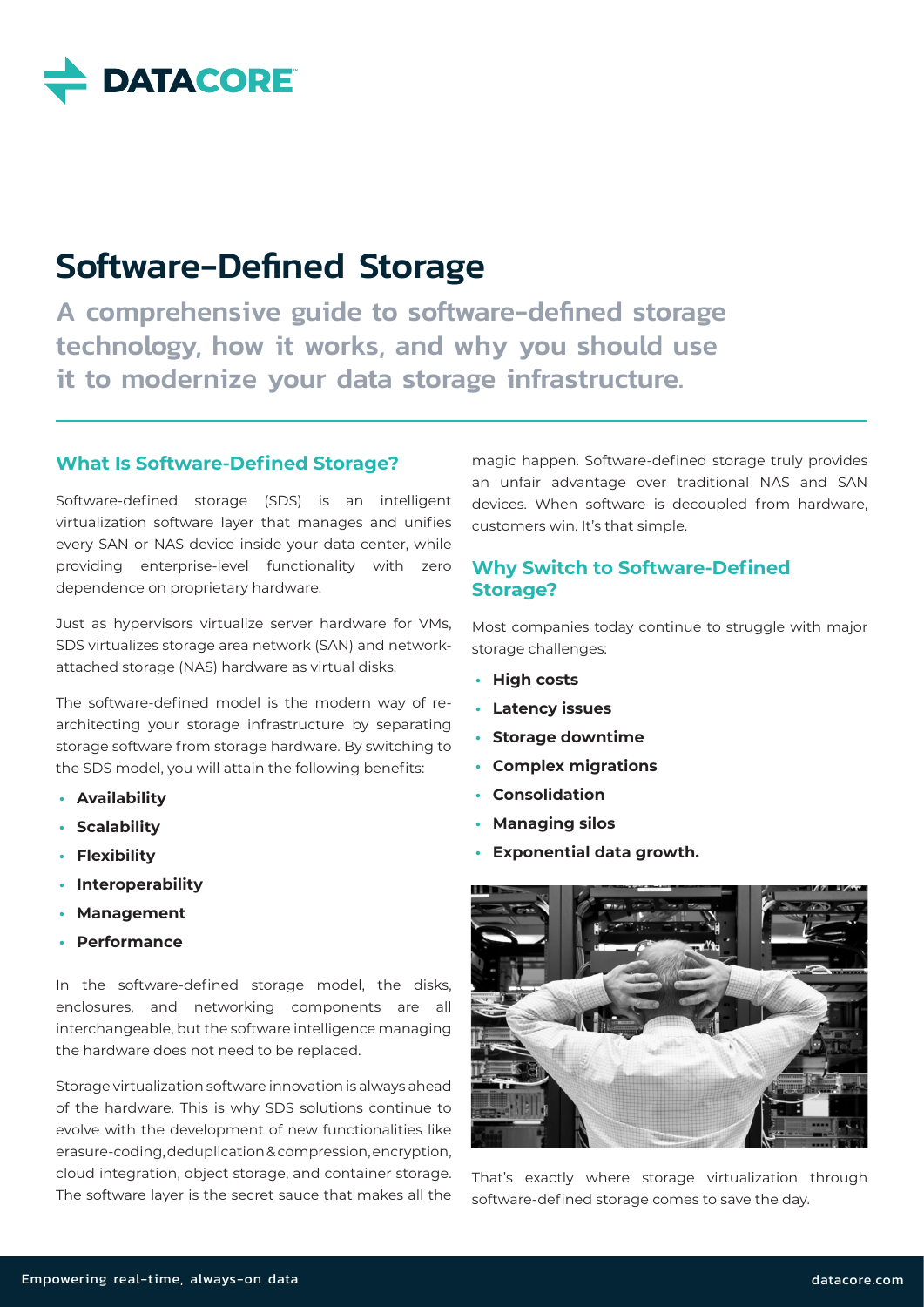# Software-Defined Storage

**A comprehensive guide to software-defined storage technology, how it works, and why you should use it to modernize your data storage infrastructure.**

## What Is Software-Defined Storage?

Software-defined storage (SDS) is an intelligent virtualization software layer that manages and unifies every SAN or NAS device inside your data center, while providing enterprise-level functionality with zero dependence on proprietary hardware.

Just as hypervisors virtualize server hardware for VMs, SDS virtualizes storage area network (SAN) and network-attached storage (NAS) hardware as virtual disks.

The software-defined model is the modern way of re-architecting your storage infrastructure by separating storage software from storage hardware. By switching to the SDS model, you will attain the following benefits:

- **Availability**
- **Scalability**
- **Flexibility**
- **Interoperability**
- **Management**
- **Performance**

In the software-defined storage model, the disks, enclosures, and networking components are all interchangeable, but the software intelligence managing the hardware does not need to be replaced.

Storage virtualization software innovation is always ahead of the hardware. This is why SDS solutions continue to evolve with the development of new functionalities like erasure-coding, deduplication & compression, encryption, cloud integration, object storage, and container storage. The software layer is the secret sauce that makes all the magic happen. Software-defined storage truly provides an unfair advantage over traditional NAS and SAN devices. When software is decoupled from hardware, customers win. It's that simple.

## Why Switch to Software-Defined Storage?

Most companies today continue to struggle with major storage challenges:

- **High costs**
- **Latency issues**
- **Storage downtime**
- **Complex migrations**
- **Consolidation**
- **Managing silos**
- **Exponential data growth.**

That's exactly where storage virtualization through software-defined storage comes to save the day.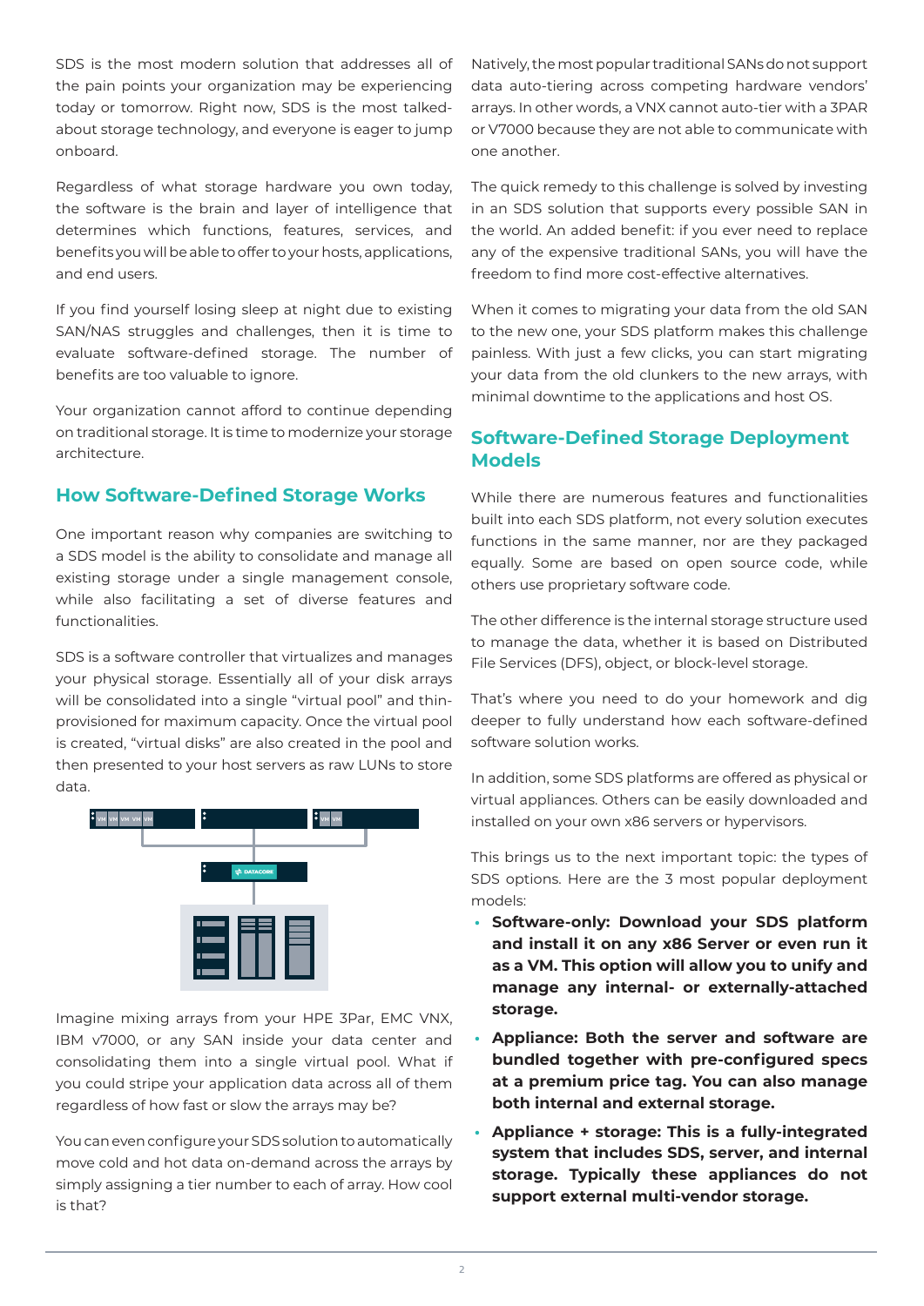SDS is the most modern solution that addresses all of the pain points your organization may be experiencing today or tomorrow. Right now, SDS is the most talked-about storage technology, and everyone is eager to jump onboard.

Regardless of what storage hardware you own today, the software is the brain and layer of intelligence that determines which functions, features, services, and benefits you will be able to offer to your hosts, applications, and end users.

If you find yourself losing sleep at night due to existing SAN/NAS struggles and challenges, then it is time to evaluate software-defined storage. The number of benefits are too valuable to ignore.

Your organization cannot afford to continue depending on traditional storage. It is time to modernize your storage architecture.

## How Software-Defined Storage Works

One important reason why companies are switching to a SDS model is the ability to consolidate and manage all existing storage under a single management console, while also facilitating a set of diverse features and functionalities.

SDS is a software controller that virtualizes and manages your physical storage. Essentially all of your disk arrays will be consolidated into a single "virtual pool" and thin-provisioned for maximum capacity. Once the virtual pool is created, "virtual disks" are also created in the pool and then presented to your host servers as raw LUNs to store data.

Imagine mixing arrays from your HPE 3Par, EMC VNX, IBM v7000, or any SAN inside your data center and consolidating them into a single virtual pool. What if you could stripe your application data across all of them regardless of how fast or slow the arrays may be?

You can even configure your SDS solution to automatically move cold and hot data on-demand across the arrays by simply assigning a tier number to each of array. How cool is that?

Natively, the most popular traditional SANs do not support data auto-tiering across competing hardware vendors' arrays. In other words, a VNX cannot auto-tier with a 3PAR or V7000 because they are not able to communicate with one another.

The quick remedy to this challenge is solved by investing in an SDS solution that supports every possible SAN in the world. An added benefit: if you ever need to replace any of the expensive traditional SANs, you will have the freedom to find more cost-effective alternatives.

When it comes to migrating your data from the old SAN to the new one, your SDS platform makes this challenge painless. With just a few clicks, you can start migrating your data from the old clunkers to the new arrays, with minimal downtime to the applications and host OS.

## Software-Defined Storage Deployment Models

While there are numerous features and functionalities built into each SDS platform, not every solution executes functions in the same manner, nor are they packaged equally. Some are based on open source code, while others use proprietary software code.

The other difference is the internal storage structure used to manage the data, whether it is based on Distributed File Services (DFS), object, or block-level storage.

That's where you need to do your homework and dig deeper to fully understand how each software-defined software solution works.

In addition, some SDS platforms are offered as physical or virtual appliances. Others can be easily downloaded and installed on your own x86 servers or hypervisors.

This brings us to the next important topic: the types of SDS options. Here are the 3 most popular deployment models:

- **Software-only: Download your SDS platform and install it on any x86 Server or even run it as a VM. This option will allow you to unify and manage any internal- or externally-attached storage.**
- **Appliance: Both the server and software are bundled together with pre-configured specs at a premium price tag. You can also manage both internal and external storage.**
- **Appliance + storage: This is a fully-integrated system that includes SDS, server, and internal storage. Typically these appliances do not support external multi-vendor storage.**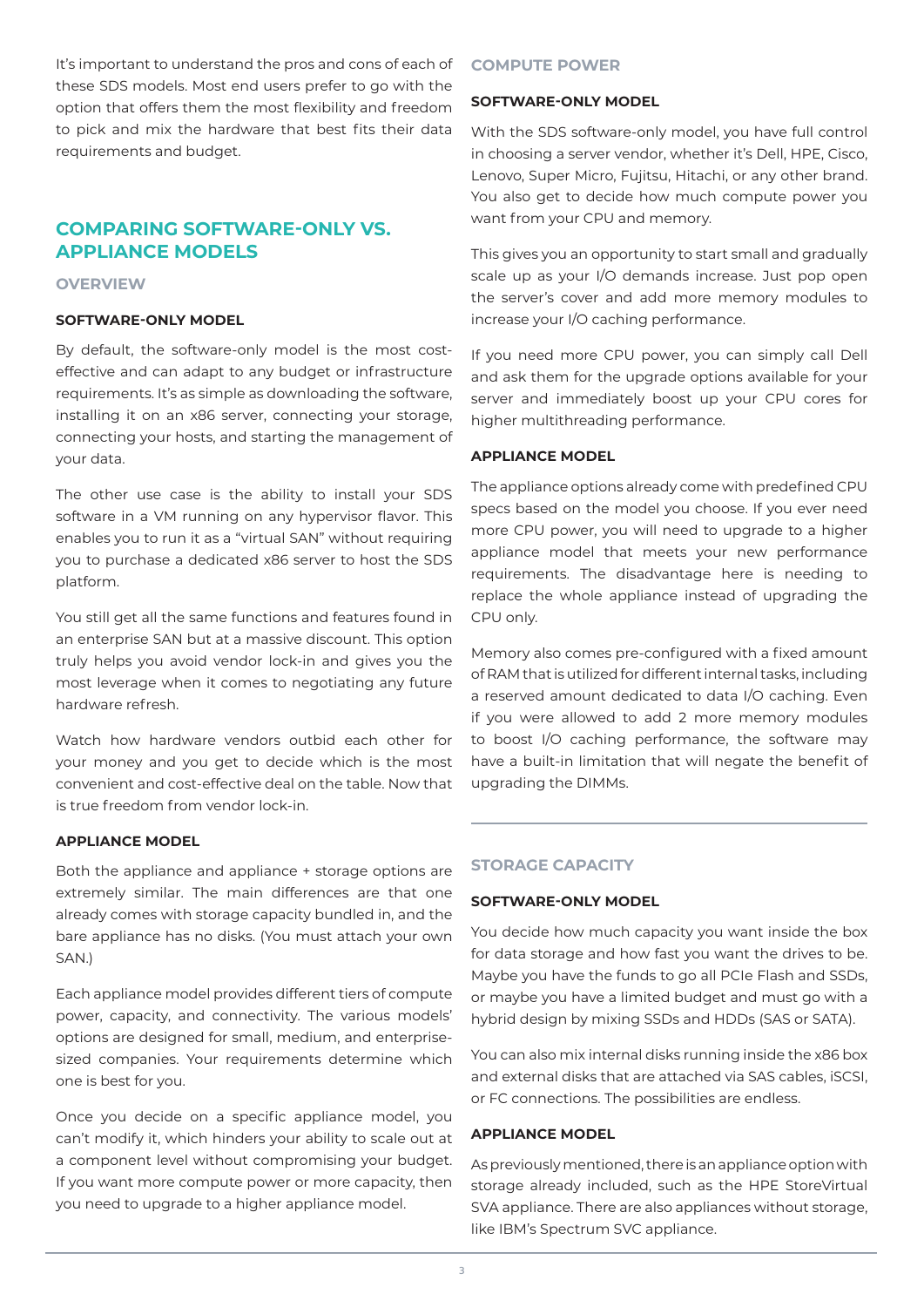It's important to understand the pros and cons of each of these SDS models. Most end users prefer to go with the option that offers them the most flexibility and freedom to pick and mix the hardware that best fits their data requirements and budget.

## COMPARING SOFTWARE-ONLY VS. APPLIANCE MODELS

### OVERVIEW

#### SOFTWARE-ONLY MODEL

By default, the software-only model is the most cost-effective and can adapt to any budget or infrastructure requirements. It's as simple as downloading the software, installing it on an x86 server, connecting your storage, connecting your hosts, and starting the management of your data.

The other use case is the ability to install your SDS software in a VM running on any hypervisor flavor. This enables you to run it as a "virtual SAN" without requiring you to purchase a dedicated x86 server to host the SDS platform.

You still get all the same functions and features found in an enterprise SAN but at a massive discount. This option truly helps you avoid vendor lock-in and gives you the most leverage when it comes to negotiating any future hardware refresh.

Watch how hardware vendors outbid each other for your money and you get to decide which is the most convenient and cost-effective deal on the table. Now that is true freedom from vendor lock-in.

#### APPLIANCE MODEL

Both the appliance and appliance + storage options are extremely similar. The main differences are that one already comes with storage capacity bundled in, and the bare appliance has no disks. (You must attach your own SAN.)

Each appliance model provides different tiers of compute power, capacity, and connectivity. The various models' options are designed for small, medium, and enterprise-sized companies. Your requirements determine which one is best for you.

Once you decide on a specific appliance model, you can't modify it, which hinders your ability to scale out at a component level without compromising your budget. If you want more compute power or more capacity, then you need to upgrade to a higher appliance model.

### COMPUTE POWER

#### SOFTWARE-ONLY MODEL

With the SDS software-only model, you have full control in choosing a server vendor, whether it's Dell, HPE, Cisco, Lenovo, Super Micro, Fujitsu, Hitachi, or any other brand. You also get to decide how much compute power you want from your CPU and memory.

This gives you an opportunity to start small and gradually scale up as your I/O demands increase. Just pop open the server's cover and add more memory modules to increase your I/O caching performance.

If you need more CPU power, you can simply call Dell and ask them for the upgrade options available for your server and immediately boost up your CPU cores for higher multithreading performance.

#### APPLIANCE MODEL

The appliance options already come with predefined CPU specs based on the model you choose. If you ever need more CPU power, you will need to upgrade to a higher appliance model that meets your new performance requirements. The disadvantage here is needing to replace the whole appliance instead of upgrading the CPU only.

Memory also comes pre-configured with a fixed amount of RAM that is utilized for different internal tasks, including a reserved amount dedicated to data I/O caching. Even if you were allowed to add 2 more memory modules to boost I/O caching performance, the software may have a built-in limitation that will negate the benefit of upgrading the DIMMs.

### STORAGE CAPACITY

#### SOFTWARE-ONLY MODEL

You decide how much capacity you want inside the box for data storage and how fast you want the drives to be. Maybe you have the funds to go all PCIe Flash and SSDs, or maybe you have a limited budget and must go with a hybrid design by mixing SSDs and HDDs (SAS or SATA).

You can also mix internal disks running inside the x86 box and external disks that are attached via SAS cables, iSCSI, or FC connections. The possibilities are endless.

#### APPLIANCE MODEL

As previously mentioned, there is an appliance option with storage already included, such as the HPE StoreVirtual SVA appliance. There are also appliances without storage, like IBM's Spectrum SVC appliance.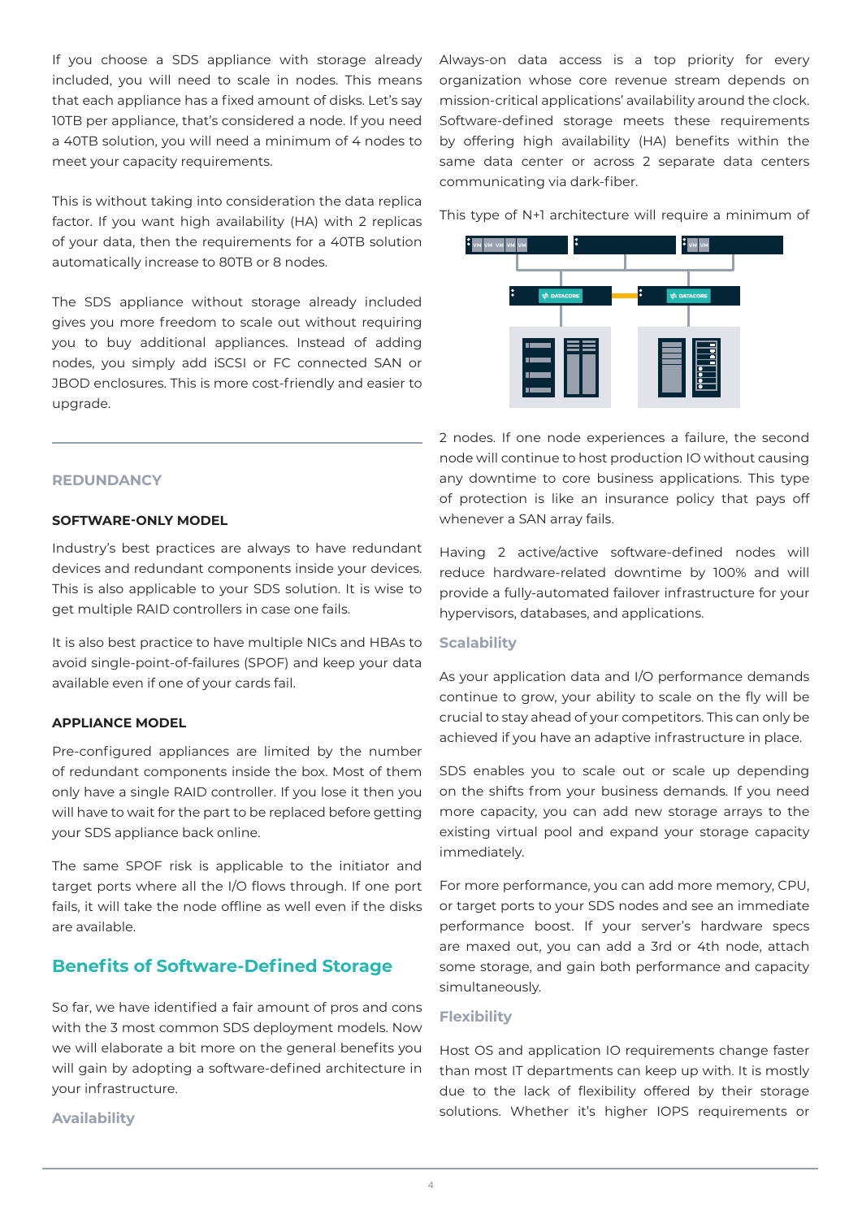If you choose a SDS appliance with storage already included, you will need to scale in nodes. This means that each appliance has a fixed amount of disks. Let's say 10TB per appliance, that's considered a node. If you need a 40TB solution, you will need a minimum of 4 nodes to meet your capacity requirements.

This is without taking into consideration the data replica factor. If you want high availability (HA) with 2 replicas of your data, then the requirements for a 40TB solution automatically increase to 80TB or 8 nodes.

The SDS appliance without storage already included gives you more freedom to scale out without requiring you to buy additional appliances. Instead of adding nodes, you simply add iSCSI or FC connected SAN or JBOD enclosures. This is more cost-friendly and easier to upgrade.

## REDUNDANCY

### SOFTWARE-ONLY MODEL

Industry's best practices are always to have redundant devices and redundant components inside your devices. This is also applicable to your SDS solution. It is wise to get multiple RAID controllers in case one fails.

It is also best practice to have multiple NICs and HBAs to avoid single-point-of-failures (SPOF) and keep your data available even if one of your cards fail.

### APPLIANCE MODEL

Pre-configured appliances are limited by the number of redundant components inside the box. Most of them only have a single RAID controller. If you lose it then you will have to wait for the part to be replaced before getting your SDS appliance back online.

The same SPOF risk is applicable to the initiator and target ports where all the I/O flows through. If one port fails, it will take the node offline as well even if the disks are available.

## Benefits of Software-Defined Storage

So far, we have identified a fair amount of pros and cons with the 3 most common SDS deployment models. Now we will elaborate a bit more on the general benefits you will gain by adopting a software-defined architecture in your infrastructure.

### Availability

Always-on data access is a top priority for every organization whose core revenue stream depends on mission-critical applications' availability around the clock. Software-defined storage meets these requirements by offering high availability (HA) benefits within the same data center or across 2 separate data centers communicating via dark-fiber.

This type of N+1 architecture will require a minimum of 2 nodes. If one node experiences a failure, the second node will continue to host production IO without causing any downtime to core business applications. This type of protection is like an insurance policy that pays off whenever a SAN array fails.

Having 2 active/active software-defined nodes will reduce hardware-related downtime by 100% and will provide a fully-automated failover infrastructure for your hypervisors, databases, and applications.

### Scalability

As your application data and I/O performance demands continue to grow, your ability to scale on the fly will be crucial to stay ahead of your competitors. This can only be achieved if you have an adaptive infrastructure in place.

SDS enables you to scale out or scale up depending on the shifts from your business demands. If you need more capacity, you can add new storage arrays to the existing virtual pool and expand your storage capacity immediately.

For more performance, you can add more memory, CPU, or target ports to your SDS nodes and see an immediate performance boost. If your server's hardware specs are maxed out, you can add a 3rd or 4th node, attach some storage, and gain both performance and capacity simultaneously.

### Flexibility

Host OS and application IO requirements change faster than most IT departments can keep up with. It is mostly due to the lack of flexibility offered by their storage solutions. Whether it's higher IOPS requirements or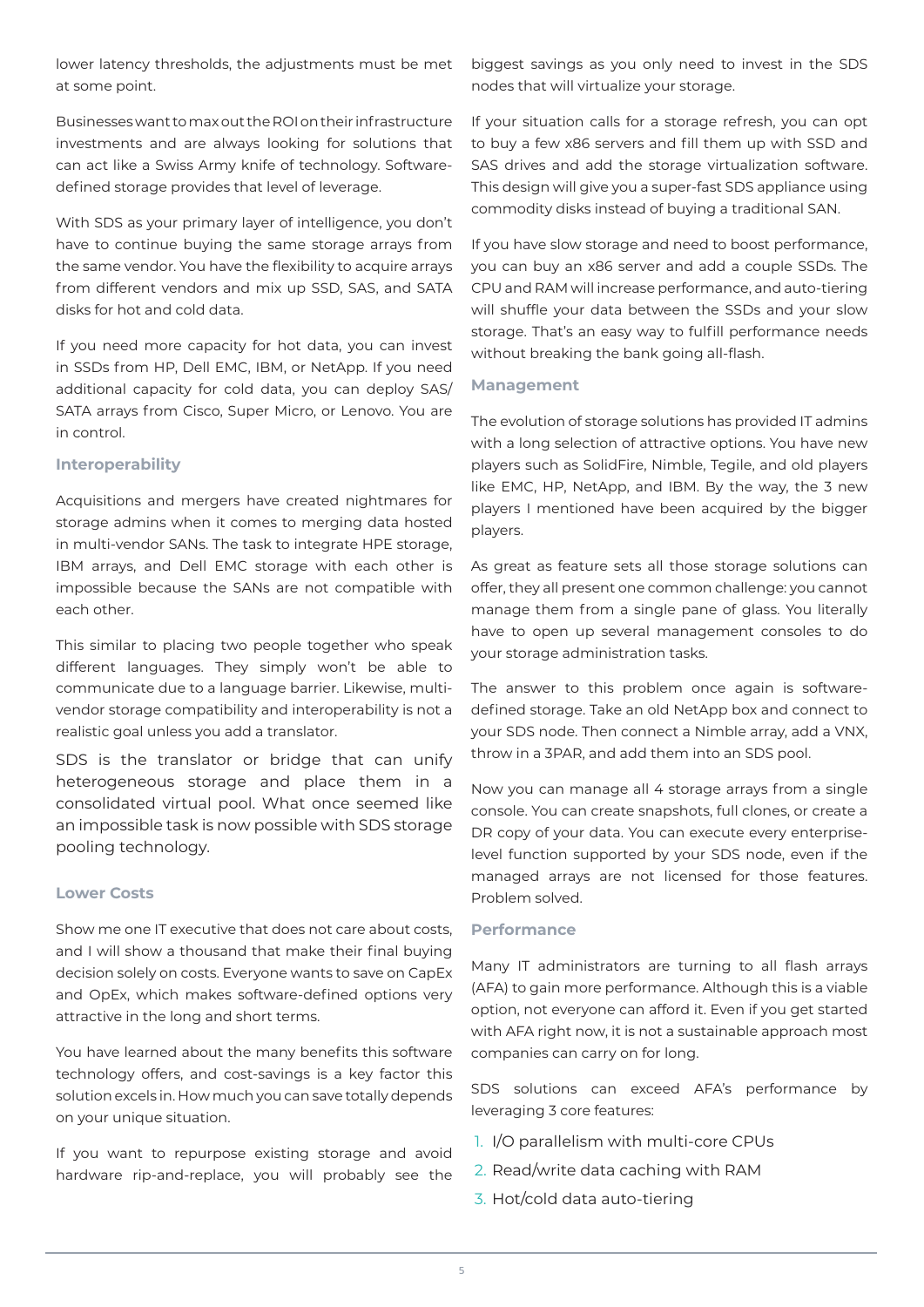lower latency thresholds, the adjustments must be met at some point.

Businesses want to max out the ROI on their infrastructure investments and are always looking for solutions that can act like a Swiss Army knife of technology. Software-defined storage provides that level of leverage.

With SDS as your primary layer of intelligence, you don't have to continue buying the same storage arrays from the same vendor. You have the flexibility to acquire arrays from different vendors and mix up SSD, SAS, and SATA disks for hot and cold data.

If you need more capacity for hot data, you can invest in SSDs from HP, Dell EMC, IBM, or NetApp. If you need additional capacity for cold data, you can deploy SAS/SATA arrays from Cisco, Super Micro, or Lenovo. You are in control.

### Interoperability

Acquisitions and mergers have created nightmares for storage admins when it comes to merging data hosted in multi-vendor SANs. The task to integrate HPE storage, IBM arrays, and Dell EMC storage with each other is impossible because the SANs are not compatible with each other.

This similar to placing two people together who speak different languages. They simply won't be able to communicate due to a language barrier. Likewise, multi-vendor storage compatibility and interoperability is not a realistic goal unless you add a translator.

SDS is the translator or bridge that can unify heterogeneous storage and place them in a consolidated virtual pool. What once seemed like an impossible task is now possible with SDS storage pooling technology.

### Lower Costs

Show me one IT executive that does not care about costs, and I will show a thousand that make their final buying decision solely on costs. Everyone wants to save on CapEx and OpEx, which makes software-defined options very attractive in the long and short terms.

You have learned about the many benefits this software technology offers, and cost-savings is a key factor this solution excels in. How much you can save totally depends on your unique situation.

If you want to repurpose existing storage and avoid hardware rip-and-replace, you will probably see the biggest savings as you only need to invest in the SDS nodes that will virtualize your storage.

If your situation calls for a storage refresh, you can opt to buy a few x86 servers and fill them up with SSD and SAS drives and add the storage virtualization software. This design will give you a super-fast SDS appliance using commodity disks instead of buying a traditional SAN.

If you have slow storage and need to boost performance, you can buy an x86 server and add a couple SSDs. The CPU and RAM will increase performance, and auto-tiering will shuffle your data between the SSDs and your slow storage. That's an easy way to fulfill performance needs without breaking the bank going all-flash.

### Management

The evolution of storage solutions has provided IT admins with a long selection of attractive options. You have new players such as SolidFire, Nimble, Tegile, and old players like EMC, HP, NetApp, and IBM. By the way, the 3 new players I mentioned have been acquired by the bigger players.

As great as feature sets all those storage solutions can offer, they all present one common challenge: you cannot manage them from a single pane of glass. You literally have to open up several management consoles to do your storage administration tasks.

The answer to this problem once again is software-defined storage. Take an old NetApp box and connect to your SDS node. Then connect a Nimble array, add a VNX, throw in a 3PAR, and add them into an SDS pool.

Now you can manage all 4 storage arrays from a single console. You can create snapshots, full clones, or create a DR copy of your data. You can execute every enterprise-level function supported by your SDS node, even if the managed arrays are not licensed for those features. Problem solved.

### Performance

Many IT administrators are turning to all flash arrays (AFA) to gain more performance. Although this is a viable option, not everyone can afford it. Even if you get started with AFA right now, it is not a sustainable approach most companies can carry on for long.

SDS solutions can exceed AFA's performance by leveraging 3 core features:

1. I/O parallelism with multi-core CPUs
2. Read/write data caching with RAM
3. Hot/cold data auto-tiering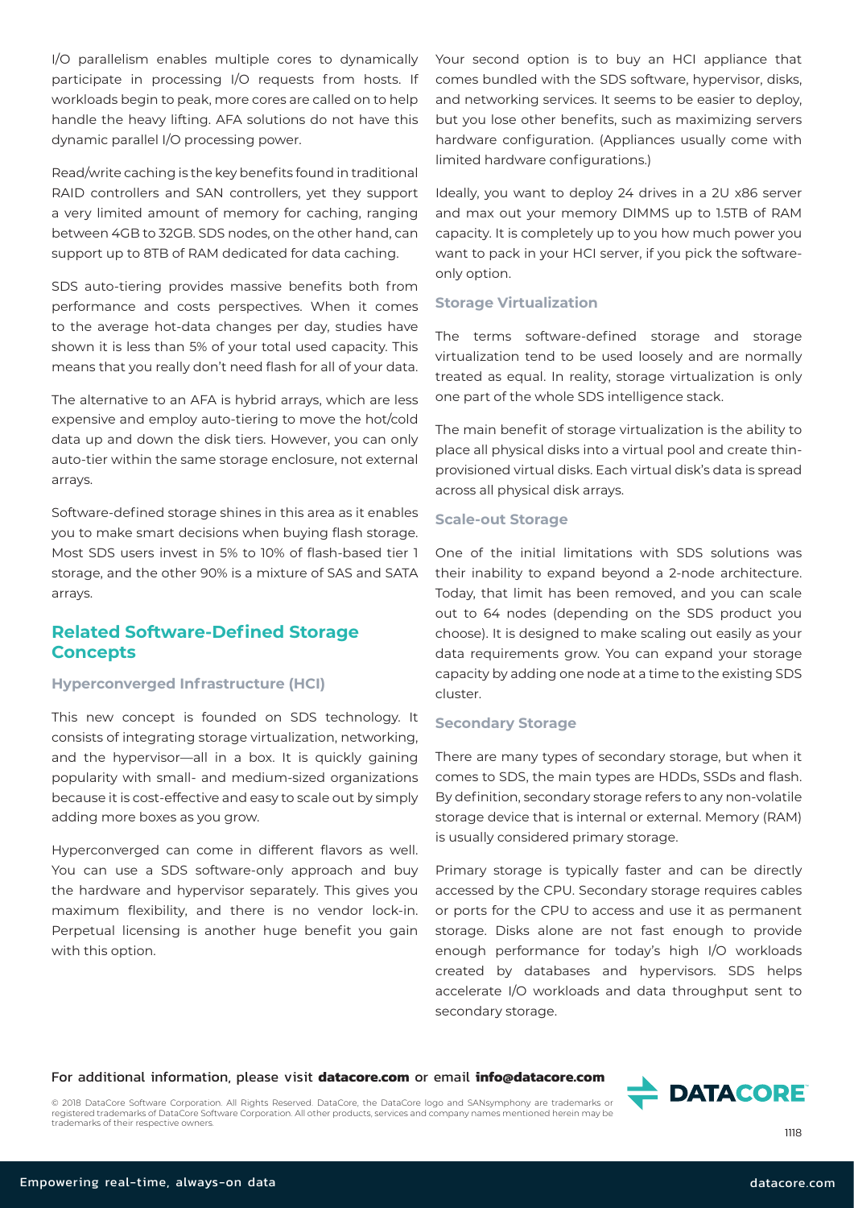I/O parallelism enables multiple cores to dynamically participate in processing I/O requests from hosts. If workloads begin to peak, more cores are called on to help handle the heavy lifting. AFA solutions do not have this dynamic parallel I/O processing power.

Read/write caching is the key benefits found in traditional RAID controllers and SAN controllers, yet they support a very limited amount of memory for caching, ranging between 4GB to 32GB. SDS nodes, on the other hand, can support up to 8TB of RAM dedicated for data caching.

SDS auto-tiering provides massive benefits both from performance and costs perspectives. When it comes to the average hot-data changes per day, studies have shown it is less than 5% of your total used capacity. This means that you really don't need flash for all of your data.

The alternative to an AFA is hybrid arrays, which are less expensive and employ auto-tiering to move the hot/cold data up and down the disk tiers. However, you can only auto-tier within the same storage enclosure, not external arrays.

Software-defined storage shines in this area as it enables you to make smart decisions when buying flash storage. Most SDS users invest in 5% to 10% of flash-based tier 1 storage, and the other 90% is a mixture of SAS and SATA arrays.

## Related Software-Defined Storage Concepts

### Hyperconverged Infrastructure (HCI)

This new concept is founded on SDS technology. It consists of integrating storage virtualization, networking, and the hypervisor—all in a box. It is quickly gaining popularity with small- and medium-sized organizations because it is cost-effective and easy to scale out by simply adding more boxes as you grow.

Hyperconverged can come in different flavors as well. You can use a SDS software-only approach and buy the hardware and hypervisor separately. This gives you maximum flexibility, and there is no vendor lock-in. Perpetual licensing is another huge benefit you gain with this option.

Your second option is to buy an HCI appliance that comes bundled with the SDS software, hypervisor, disks, and networking services. It seems to be easier to deploy, but you lose other benefits, such as maximizing servers hardware configuration. (Appliances usually come with limited hardware configurations.)

Ideally, you want to deploy 24 drives in a 2U x86 server and max out your memory DIMMS up to 1.5TB of RAM capacity. It is completely up to you how much power you want to pack in your HCI server, if you pick the software-only option.

### Storage Virtualization

The terms software-defined storage and storage virtualization tend to be used loosely and are normally treated as equal. In reality, storage virtualization is only one part of the whole SDS intelligence stack.

The main benefit of storage virtualization is the ability to place all physical disks into a virtual pool and create thin-provisioned virtual disks. Each virtual disk's data is spread across all physical disk arrays.

### Scale-out Storage

One of the initial limitations with SDS solutions was their inability to expand beyond a 2-node architecture. Today, that limit has been removed, and you can scale out to 64 nodes (depending on the SDS product you choose). It is designed to make scaling out easily as your data requirements grow. You can expand your storage capacity by adding one node at a time to the existing SDS cluster.

### Secondary Storage

There are many types of secondary storage, but when it comes to SDS, the main types are HDDs, SSDs and flash. By definition, secondary storage refers to any non-volatile storage device that is internal or external. Memory (RAM) is usually considered primary storage.

Primary storage is typically faster and can be directly accessed by the CPU. Secondary storage requires cables or ports for the CPU to access and use it as permanent storage. Disks alone are not fast enough to provide enough performance for today's high I/O workloads created by databases and hypervisors. SDS helps accelerate I/O workloads and data throughput sent to secondary storage.

For additional information, please visit **datacore.com** or email **info@datacore.com**

© 2018 DataCore Software Corporation. All Rights Reserved. DataCore, the DataCore logo and SANsymphony are trademarks or registered trademarks of DataCore Software Corporation. All other products, services and company names mentioned herein may be trademarks of their respective owners.

1118